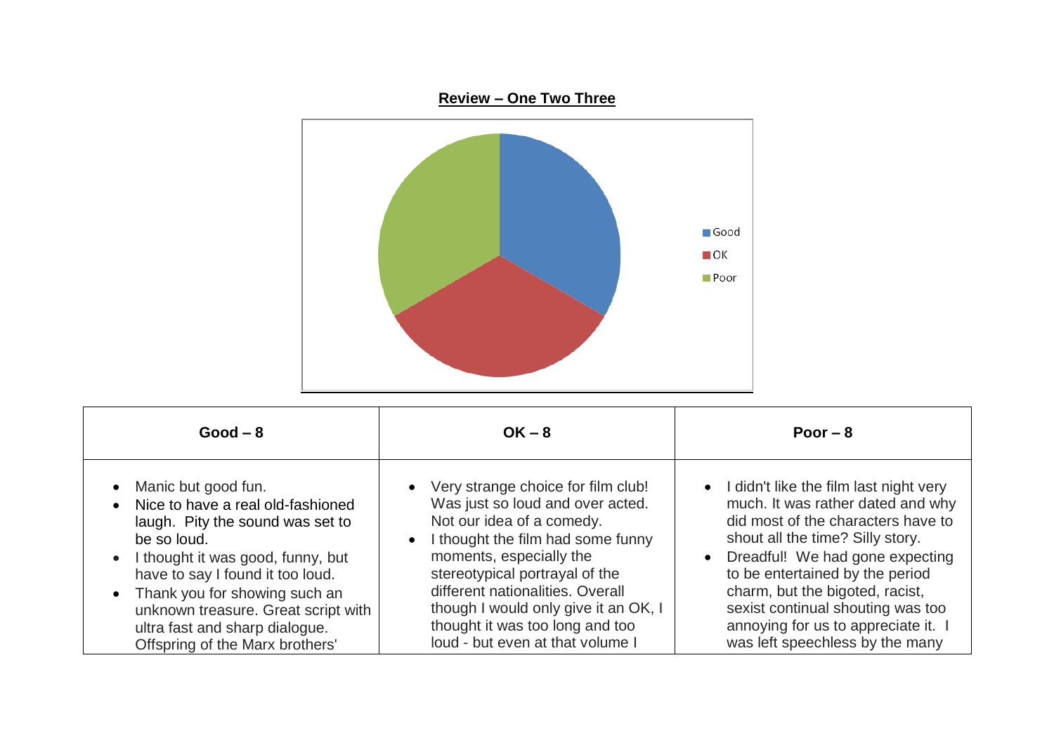**Review – One Two Three**

Good

OK

Poor

| Good – 8 | OK – 8 | Poor – 8 |
|---|---|---|
| <ul><li>Manic but good fun.</li><li>Nice to have a real old-fashioned laugh. Pity the sound was set to be so loud.</li><li>I thought it was good, funny, but have to say I found it too loud.</li><li>Thank you for showing such an unknown treasure. Great script with ultra fast and sharp dialogue. Offspring of the Marx brothers'</li></ul> | <ul><li>Very strange choice for film club! Was just so loud and over acted. Not our idea of a comedy.</li><li>I thought the film had some funny moments, especially the stereotypical portrayal of the different nationalities. Overall though I would only give it an OK, I thought it was too long and too loud - but even at that volume I</li></ul> | <ul><li>I didn't like the film last night very much. It was rather dated and why did most of the characters have to shout all the time? Silly story.</li><li>Dreadful! We had gone expecting to be entertained by the period charm, but the bigoted, racist, sexist continual shouting was too annoying for us to appreciate it. I was left speechless by the many</li></ul> |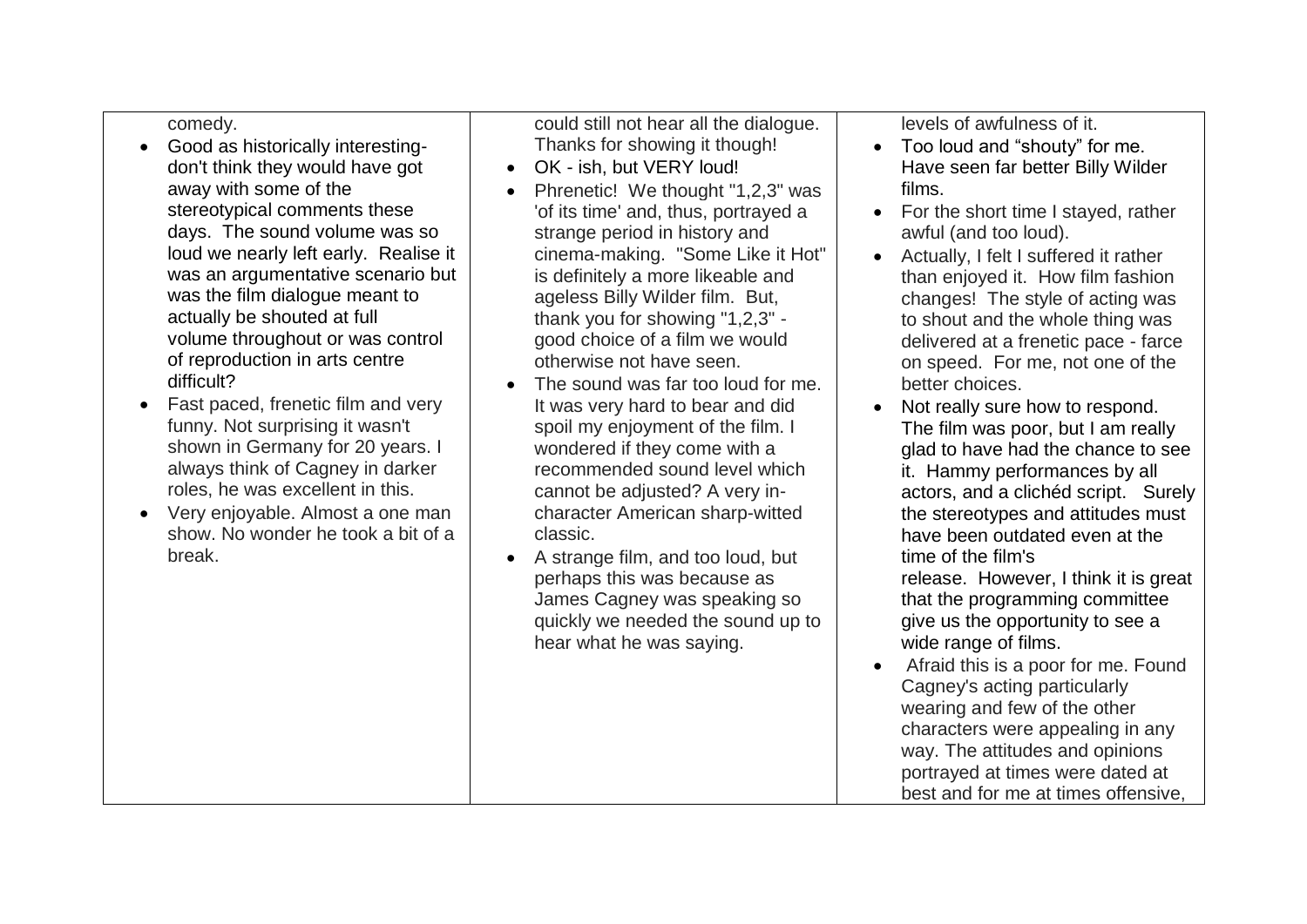| | | |
|---|---|---|
| comedy.<br>• Good as historically interesting- don't think they would have got away with some of the stereotypical comments these days. The sound volume was so loud we nearly left early. Realise it was an argumentative scenario but was the film dialogue meant to actually be shouted at full volume throughout or was control of reproduction in arts centre difficult?<br>• Fast paced, frenetic film and very funny. Not surprising it wasn't shown in Germany for 20 years. I always think of Cagney in darker roles, he was excellent in this.<br>• Very enjoyable. Almost a one man show. No wonder he took a bit of a break. | could still not hear all the dialogue. Thanks for showing it though!<br>• OK - ish, but VERY loud!<br>• Phrenetic! We thought "1,2,3" was 'of its time' and, thus, portrayed a strange period in history and cinema-making. "Some Like it Hot" is definitely a more likeable and ageless Billy Wilder film. But, thank you for showing "1,2,3" - good choice of a film we would otherwise not have seen.<br>• The sound was far too loud for me. It was very hard to bear and did spoil my enjoyment of the film. I wondered if they come with a recommended sound level which cannot be adjusted? A very in-character American sharp-witted classic.<br>• A strange film, and too loud, but perhaps this was because as James Cagney was speaking so quickly we needed the sound up to hear what he was saying. | levels of awfulness of it.<br>• Too loud and "shouty" for me. Have seen far better Billy Wilder films.<br>• For the short time I stayed, rather awful (and too loud).<br>• Actually, I felt I suffered it rather than enjoyed it. How film fashion changes! The style of acting was to shout and the whole thing was delivered at a frenetic pace - farce on speed. For me, not one of the better choices.<br>• Not really sure how to respond. The film was poor, but I am really glad to have had the chance to see it. Hammy performances by all actors, and a clichéd script. Surely the stereotypes and attitudes must have been outdated even at the time of the film's release. However, I think it is great that the programming committee give us the opportunity to see a wide range of films.<br>• Afraid this is a poor for me. Found Cagney's acting particularly wearing and few of the other characters were appealing in any way. The attitudes and opinions portrayed at times were dated at best and for me at times offensive, |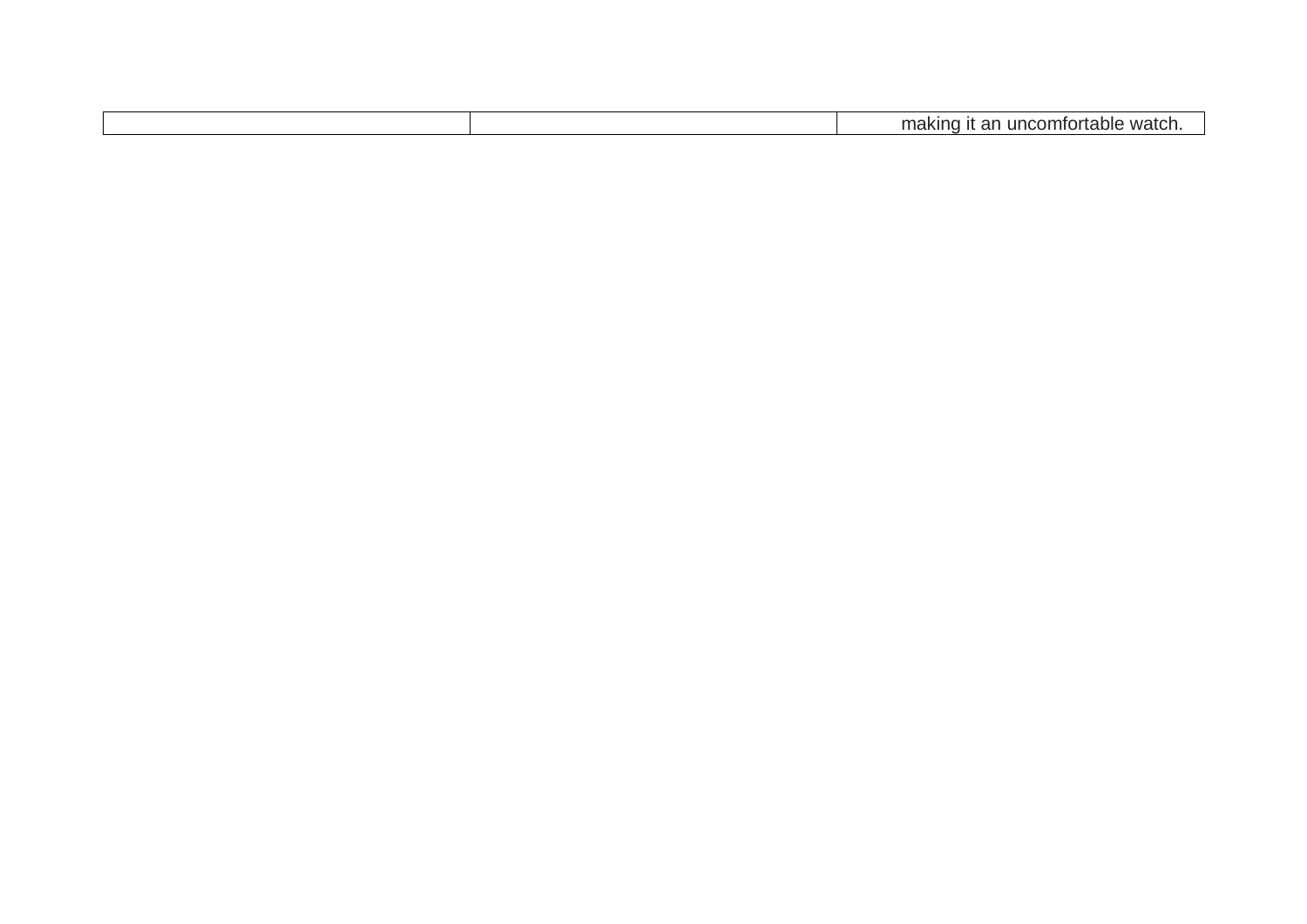| | | |
|---|---|---|
| | | making it an uncomfortable watch. |